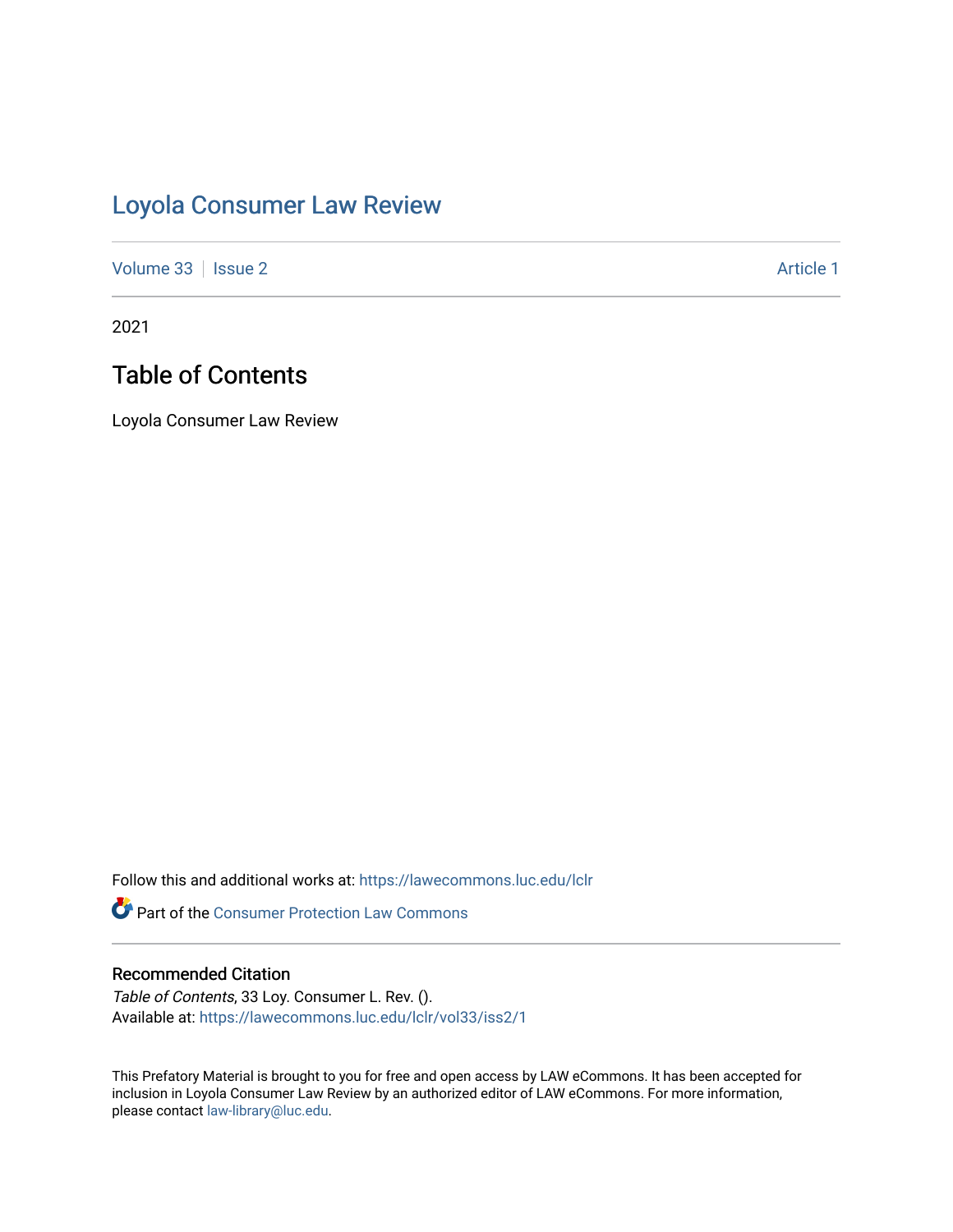# Loyola Consumer Law Review

Volume 33 | Issue 2 | Article 1

2021

## Table of Contents

Loyola Consumer Law Review

Follow this and additional works at: https://lawecommons.luc.edu/lclr

Part of the Consumer Protection Law Commons

### Recommended Citation

*Table of Contents*, 33 Loy. Consumer L. Rev. ().
Available at: https://lawecommons.luc.edu/lclr/vol33/iss2/1

This Prefatory Material is brought to you for free and open access by LAW eCommons. It has been accepted for inclusion in Loyola Consumer Law Review by an authorized editor of LAW eCommons. For more information, please contact law-library@luc.edu.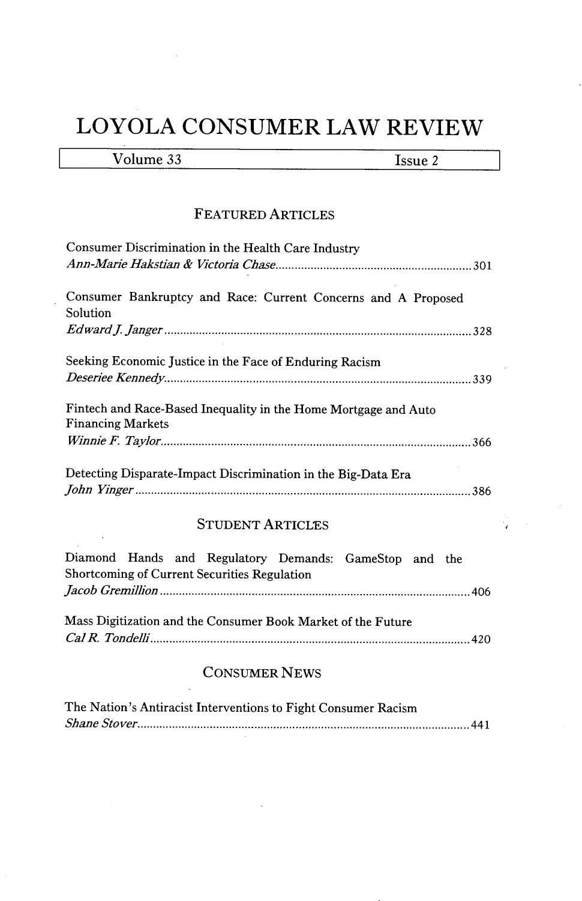# LOYOLA CONSUMER LAW REVIEW

| Volume 33 | Issue 2 |
| --- | --- |

## FEATURED ARTICLES

Consumer Discrimination in the Health Care Industry
*Ann-Marie Hakstian & Victoria Chase* .......... 301

Consumer Bankruptcy and Race: Current Concerns and A Proposed Solution
*Edward J. Janger* .......... 328

Seeking Economic Justice in the Face of Enduring Racism
*Deseriee Kennedy* .......... 339

Fintech and Race-Based Inequality in the Home Mortgage and Auto Financing Markets
*Winnie F. Taylor* .......... 366

Detecting Disparate-Impact Discrimination in the Big-Data Era
*John Yinger* .......... 386

## STUDENT ARTICLES

Diamond Hands and Regulatory Demands: GameStop and the Shortcoming of Current Securities Regulation
*Jacob Gremillion* .......... 406

Mass Digitization and the Consumer Book Market of the Future
*Cal R. Tondelli* .......... 420

## CONSUMER NEWS

The Nation's Antiracist Interventions to Fight Consumer Racism
*Shane Stover* .......... 441